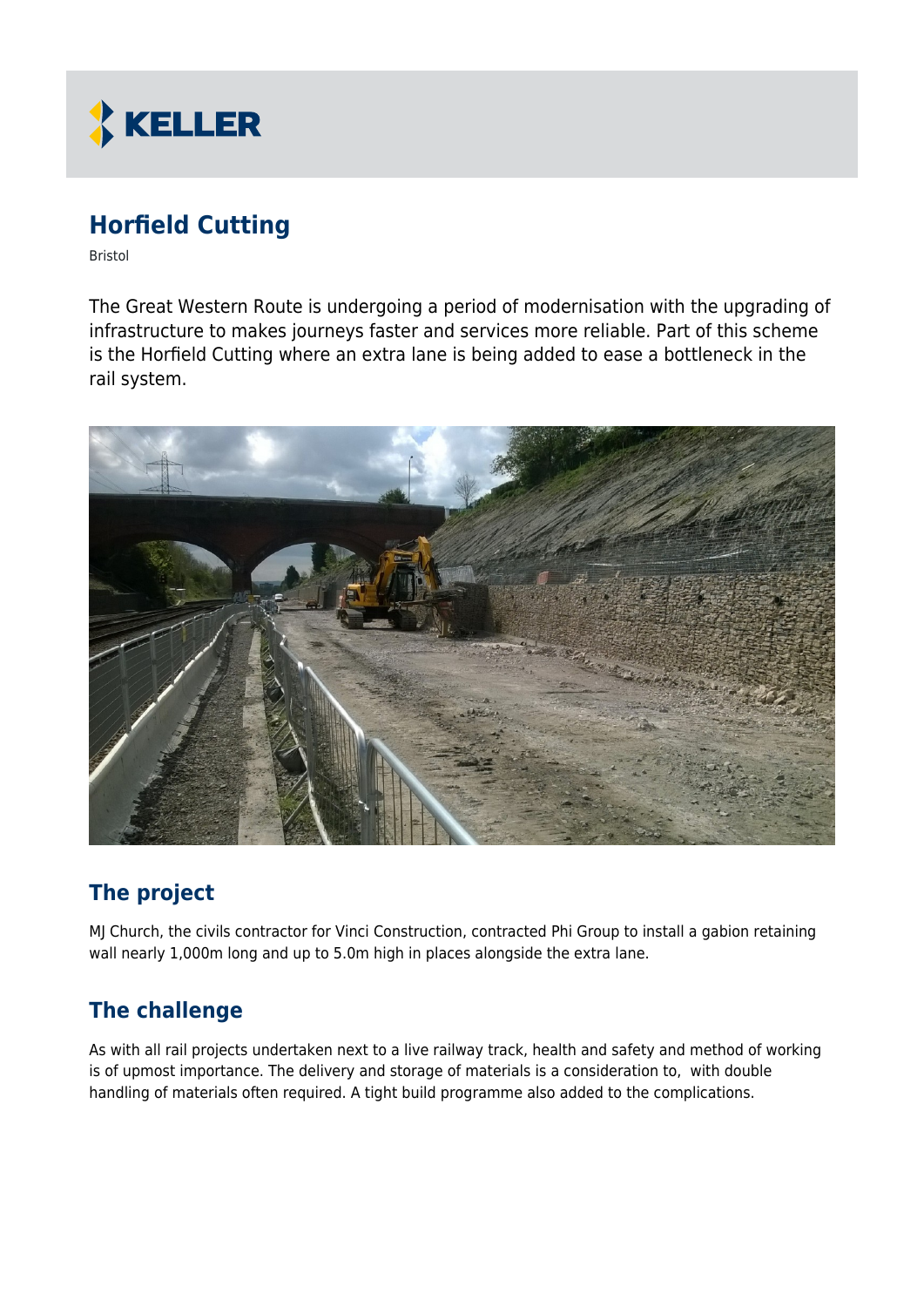# Horfield Cutting

Bristol

The Great Western Route is undergoing a period of modernisation with the upgrading of infrastructure to makes journeys faster and services more reliable. Part of this scheme is the Horfield Cutting where an extra lane is being added to ease a bottleneck in the rail system.

## The project

MJ Church, the civils contractor for Vinci Construction, contracted Phi Group to install a gabion retaining wall nearly 1,000m long and up to 5.0m high in places alongside the extra lane.

## The challenge

As with all rail projects undertaken next to a live railway track, health and safety and method of working is of upmost importance. The delivery and storage of materials is a consideration to, with double handling of materials often required. A tight build programme also added to the complications.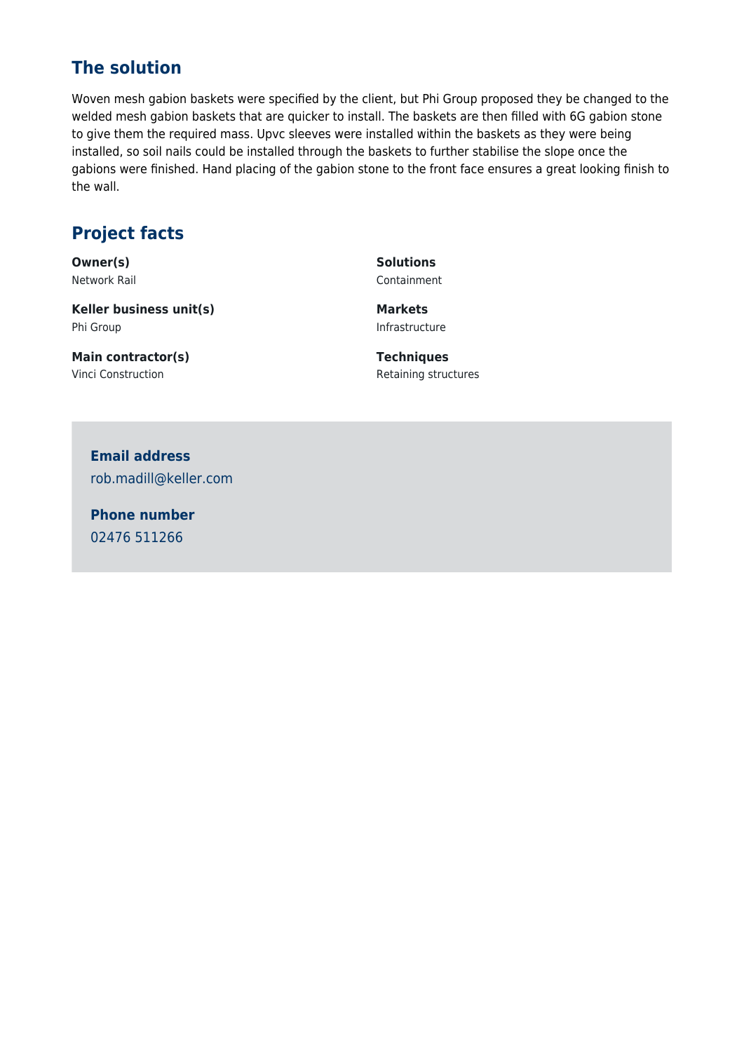## The solution

Woven mesh gabion baskets were specified by the client, but Phi Group proposed they be changed to the welded mesh gabion baskets that are quicker to install. The baskets are then filled with 6G gabion stone to give them the required mass. Upvc sleeves were installed within the baskets as they were being installed, so soil nails could be installed through the baskets to further stabilise the slope once the gabions were finished. Hand placing of the gabion stone to the front face ensures a great looking finish to the wall.

## Project facts

**Owner(s)**
Network Rail

**Keller business unit(s)**
Phi Group

**Main contractor(s)**
Vinci Construction

**Solutions**
Containment

**Markets**
Infrastructure

**Techniques**
Retaining structures

**Email address**
rob.madill@keller.com

**Phone number**
02476 511266